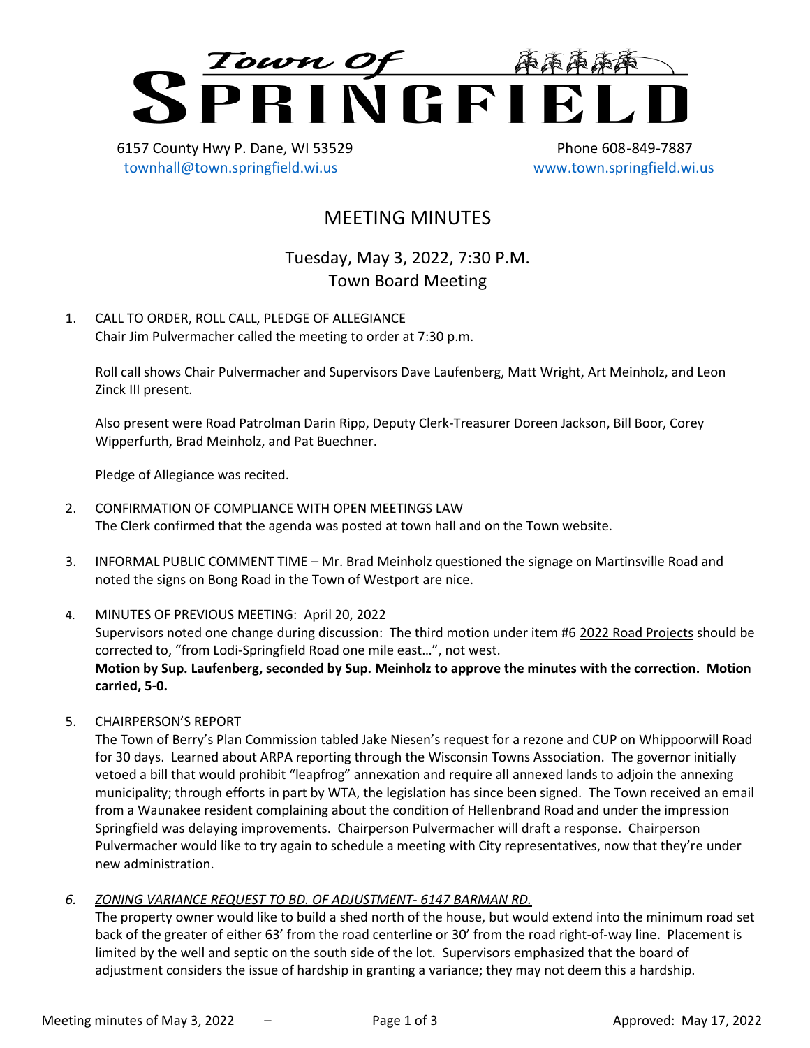# Town Of SPRINGFIELD

6157 County Hwy P. Dane, WI 53529 — Phone 608-849-7887

townhall@town.springfield.wi.us — www.town.springfield.wi.us

## MEETING MINUTES

### Tuesday, May 3, 2022, 7:30 P.M.
### Town Board Meeting

1. CALL TO ORDER, ROLL CALL, PLEDGE OF ALLEGIANCE
   Chair Jim Pulvermacher called the meeting to order at 7:30 p.m.

   Roll call shows Chair Pulvermacher and Supervisors Dave Laufenberg, Matt Wright, Art Meinholz, and Leon Zinck III present.

   Also present were Road Patrolman Darin Ripp, Deputy Clerk-Treasurer Doreen Jackson, Bill Boor, Corey Wipperfurth, Brad Meinholz, and Pat Buechner.

   Pledge of Allegiance was recited.

2. CONFIRMATION OF COMPLIANCE WITH OPEN MEETINGS LAW
   The Clerk confirmed that the agenda was posted at town hall and on the Town website.

3. INFORMAL PUBLIC COMMENT TIME – Mr. Brad Meinholz questioned the signage on Martinsville Road and noted the signs on Bong Road in the Town of Westport are nice.

4. MINUTES OF PREVIOUS MEETING: April 20, 2022
   Supervisors noted one change during discussion: The third motion under item #6 2022 Road Projects should be corrected to, "from Lodi-Springfield Road one mile east…", not west.
   **Motion by Sup. Laufenberg, seconded by Sup. Meinholz to approve the minutes with the correction. Motion carried, 5-0.**

5. CHAIRPERSON'S REPORT
   The Town of Berry's Plan Commission tabled Jake Niesen's request for a rezone and CUP on Whippoorwill Road for 30 days. Learned about ARPA reporting through the Wisconsin Towns Association. The governor initially vetoed a bill that would prohibit "leapfrog" annexation and require all annexed lands to adjoin the annexing municipality; through efforts in part by WTA, the legislation has since been signed. The Town received an email from a Waunakee resident complaining about the condition of Hellenbrand Road and under the impression Springfield was delaying improvements. Chairperson Pulvermacher will draft a response. Chairperson Pulvermacher would like to try again to schedule a meeting with City representatives, now that they're under new administration.

6. *ZONING VARIANCE REQUEST TO BD. OF ADJUSTMENT- 6147 BARMAN RD.*
   The property owner would like to build a shed north of the house, but would extend into the minimum road set back of the greater of either 63' from the road centerline or 30' from the road right-of-way line. Placement is limited by the well and septic on the south side of the lot. Supervisors emphasized that the board of adjustment considers the issue of hardship in granting a variance; they may not deem this a hardship.

Approved: May 17, 2022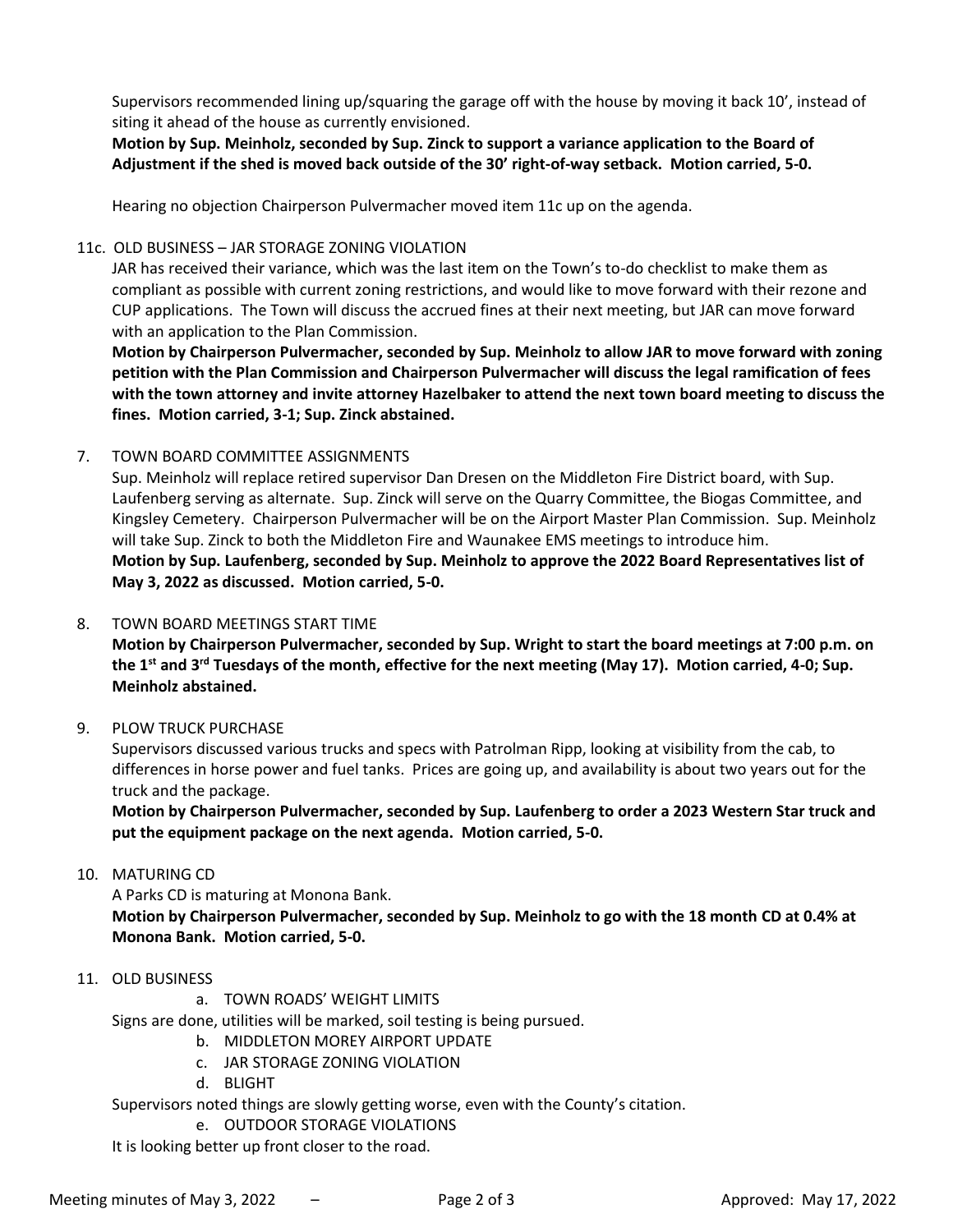Supervisors recommended lining up/squaring the garage off with the house by moving it back 10', instead of siting it ahead of the house as currently envisioned.

**Motion by Sup. Meinholz, seconded by Sup. Zinck to support a variance application to the Board of Adjustment if the shed is moved back outside of the 30' right-of-way setback. Motion carried, 5-0.**

Hearing no objection Chairperson Pulvermacher moved item 11c up on the agenda.

11c. OLD BUSINESS – JAR STORAGE ZONING VIOLATION

JAR has received their variance, which was the last item on the Town's to-do checklist to make them as compliant as possible with current zoning restrictions, and would like to move forward with their rezone and CUP applications. The Town will discuss the accrued fines at their next meeting, but JAR can move forward with an application to the Plan Commission.

**Motion by Chairperson Pulvermacher, seconded by Sup. Meinholz to allow JAR to move forward with zoning petition with the Plan Commission and Chairperson Pulvermacher will discuss the legal ramification of fees with the town attorney and invite attorney Hazelbaker to attend the next town board meeting to discuss the fines. Motion carried, 3-1; Sup. Zinck abstained.**

7. TOWN BOARD COMMITTEE ASSIGNMENTS

Sup. Meinholz will replace retired supervisor Dan Dresen on the Middleton Fire District board, with Sup. Laufenberg serving as alternate. Sup. Zinck will serve on the Quarry Committee, the Biogas Committee, and Kingsley Cemetery. Chairperson Pulvermacher will be on the Airport Master Plan Commission. Sup. Meinholz will take Sup. Zinck to both the Middleton Fire and Waunakee EMS meetings to introduce him.

**Motion by Sup. Laufenberg, seconded by Sup. Meinholz to approve the 2022 Board Representatives list of May 3, 2022 as discussed. Motion carried, 5-0.**

8. TOWN BOARD MEETINGS START TIME

**Motion by Chairperson Pulvermacher, seconded by Sup. Wright to start the board meetings at 7:00 p.m. on the 1st and 3rd Tuesdays of the month, effective for the next meeting (May 17). Motion carried, 4-0; Sup. Meinholz abstained.**

9. PLOW TRUCK PURCHASE

Supervisors discussed various trucks and specs with Patrolman Ripp, looking at visibility from the cab, to differences in horse power and fuel tanks. Prices are going up, and availability is about two years out for the truck and the package.

**Motion by Chairperson Pulvermacher, seconded by Sup. Laufenberg to order a 2023 Western Star truck and put the equipment package on the next agenda. Motion carried, 5-0.**

10. MATURING CD

A Parks CD is maturing at Monona Bank.

**Motion by Chairperson Pulvermacher, seconded by Sup. Meinholz to go with the 18 month CD at 0.4% at Monona Bank. Motion carried, 5-0.**

11. OLD BUSINESS

a. TOWN ROADS' WEIGHT LIMITS

Signs are done, utilities will be marked, soil testing is being pursued.

b. MIDDLETON MOREY AIRPORT UPDATE

c. JAR STORAGE ZONING VIOLATION

d. BLIGHT

Supervisors noted things are slowly getting worse, even with the County's citation.

e. OUTDOOR STORAGE VIOLATIONS

It is looking better up front closer to the road.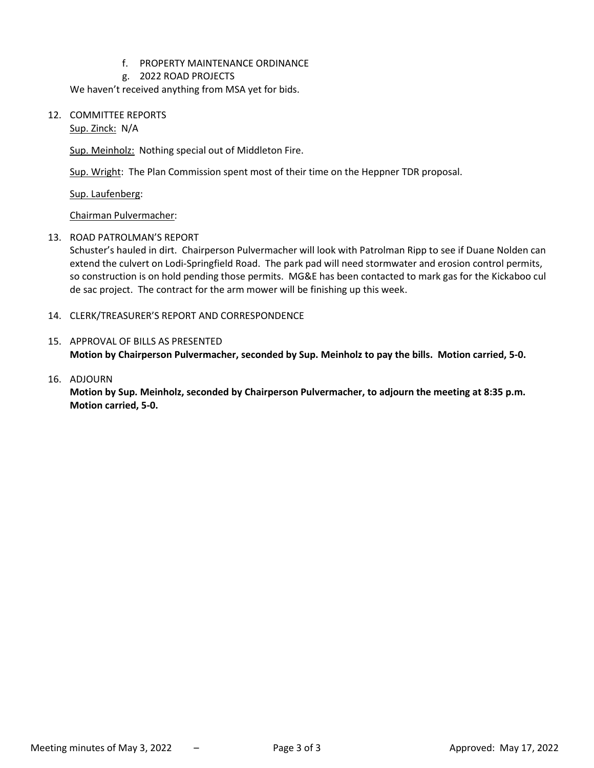f. PROPERTY MAINTENANCE ORDINANCE
g. 2022 ROAD PROJECTS

We haven't received anything from MSA yet for bids.

12. COMMITTEE REPORTS

<u>Sup. Zinck:</u> N/A

<u>Sup. Meinholz:</u> Nothing special out of Middleton Fire.

<u>Sup. Wright</u>: The Plan Commission spent most of their time on the Heppner TDR proposal.

<u>Sup. Laufenberg</u>:

<u>Chairman Pulvermacher</u>:

13. ROAD PATROLMAN'S REPORT

Schuster's hauled in dirt. Chairperson Pulvermacher will look with Patrolman Ripp to see if Duane Nolden can extend the culvert on Lodi-Springfield Road. The park pad will need stormwater and erosion control permits, so construction is on hold pending those permits. MG&E has been contacted to mark gas for the Kickaboo cul de sac project. The contract for the arm mower will be finishing up this week.

14. CLERK/TREASURER'S REPORT AND CORRESPONDENCE

15. APPROVAL OF BILLS AS PRESENTED

**Motion by Chairperson Pulvermacher, seconded by Sup. Meinholz to pay the bills. Motion carried, 5-0.**

16. ADJOURN

**Motion by Sup. Meinholz, seconded by Chairperson Pulvermacher, to adjourn the meeting at 8:35 p.m. Motion carried, 5-0.**

Meeting minutes of May 3, 2022 – Approved: May 17, 2022